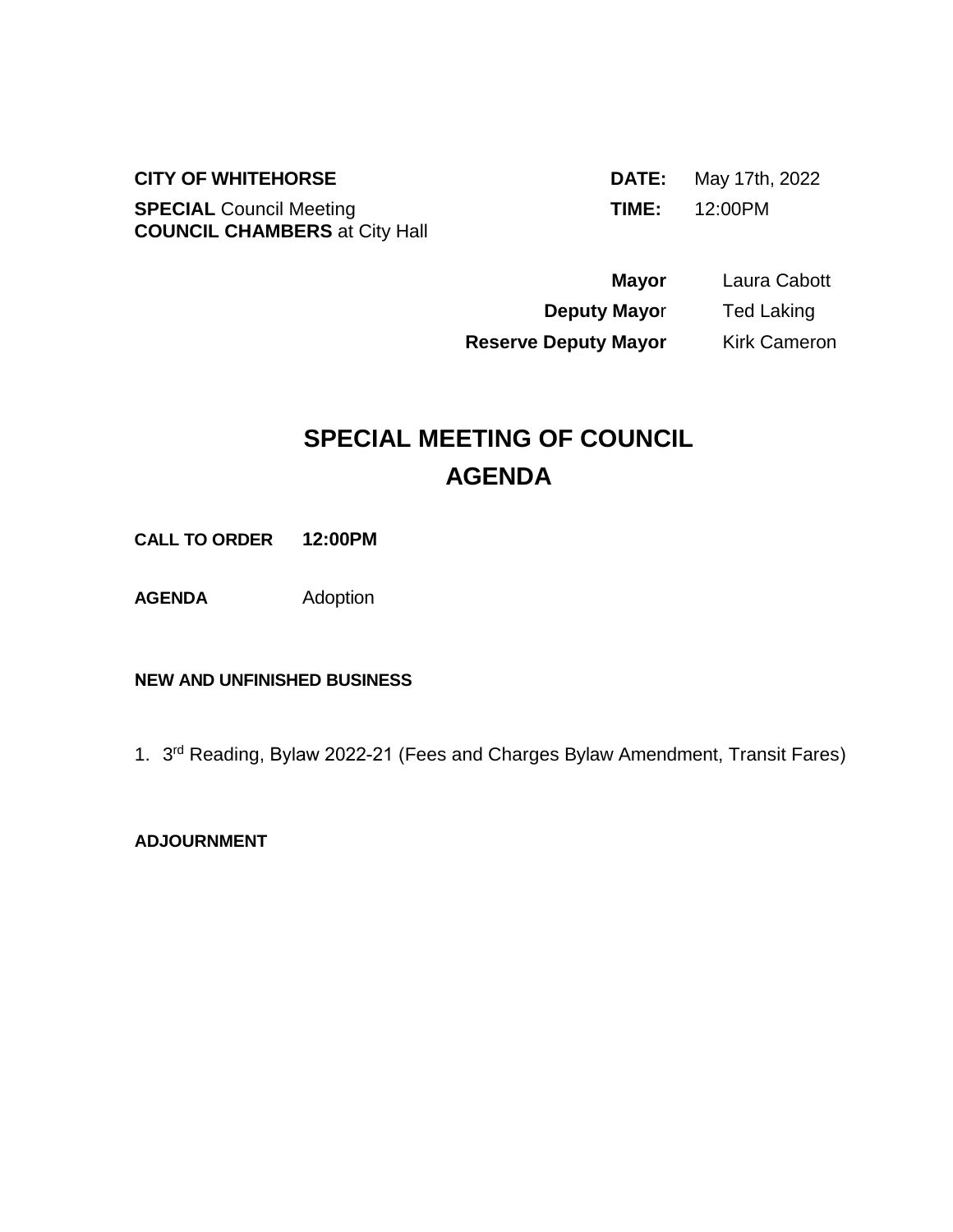**CITY OF WHITEHORSE**

**SPECIAL** Council Meeting
**COUNCIL CHAMBERS** at City Hall

**DATE:** May 17th, 2022
**TIME:** 12:00PM

**Mayor** Laura Cabott
**Deputy Mayor** Ted Laking
**Reserve Deputy Mayor** Kirk Cameron

# SPECIAL MEETING OF COUNCIL
# AGENDA

**CALL TO ORDER** **12:00PM**

**AGENDA** Adoption

**NEW AND UNFINISHED BUSINESS**

1. 3rd Reading, Bylaw 2022-21 (Fees and Charges Bylaw Amendment, Transit Fares)

**ADJOURNMENT**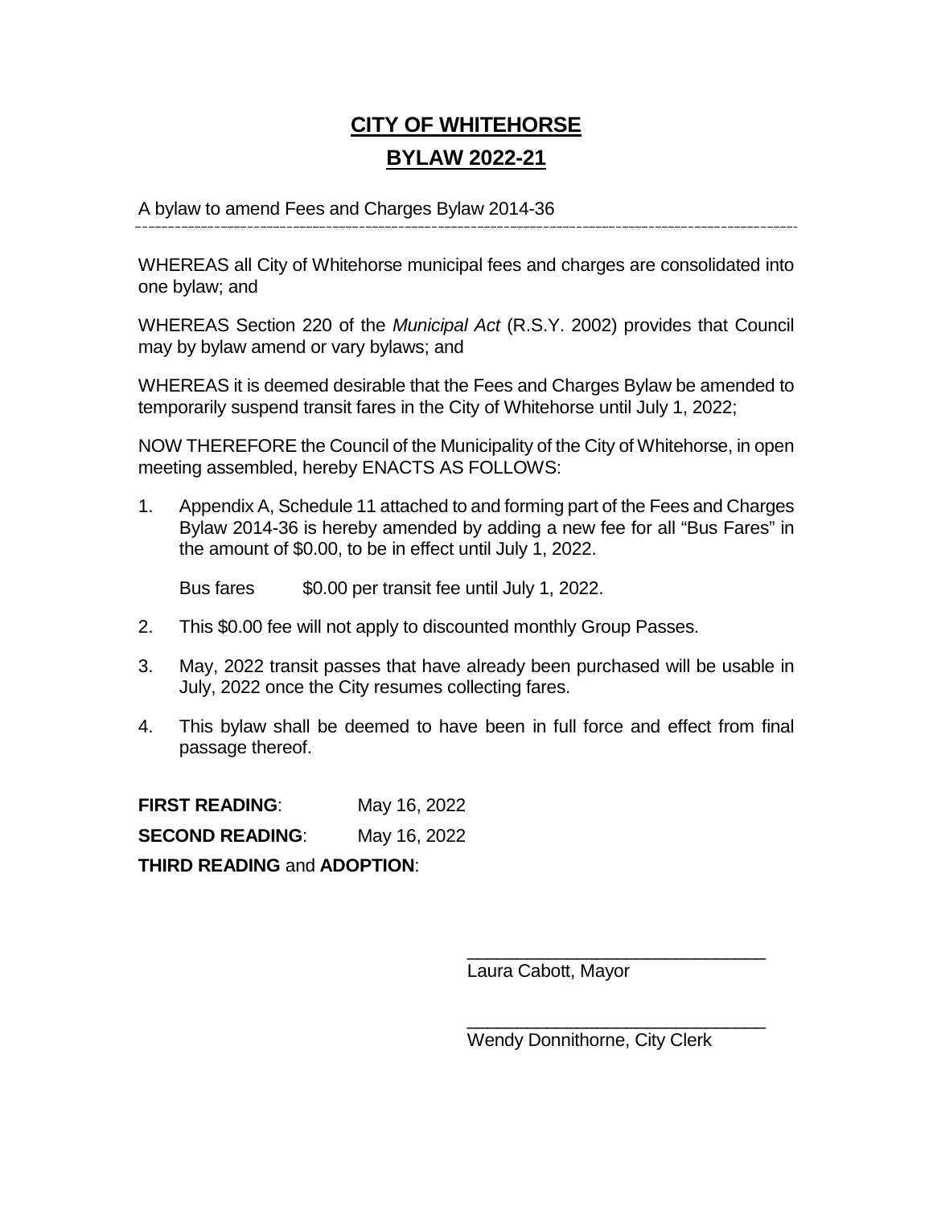# CITY OF WHITEHORSE

# BYLAW 2022-21

A bylaw to amend Fees and Charges Bylaw 2014-36

---

WHEREAS all City of Whitehorse municipal fees and charges are consolidated into one bylaw; and

WHEREAS Section 220 of the *Municipal Act* (R.S.Y. 2002) provides that Council may by bylaw amend or vary bylaws; and

WHEREAS it is deemed desirable that the Fees and Charges Bylaw be amended to temporarily suspend transit fares in the City of Whitehorse until July 1, 2022;

NOW THEREFORE the Council of the Municipality of the City of Whitehorse, in open meeting assembled, hereby ENACTS AS FOLLOWS:

1. Appendix A, Schedule 11 attached to and forming part of the Fees and Charges Bylaw 2014-36 is hereby amended by adding a new fee for all "Bus Fares" in the amount of $0.00, to be in effect until July 1, 2022.

   Bus fares     $0.00 per transit fee until July 1, 2022.

2. This $0.00 fee will not apply to discounted monthly Group Passes.

3. May, 2022 transit passes that have already been purchased will be usable in July, 2022 once the City resumes collecting fares.

4. This bylaw shall be deemed to have been in full force and effect from final passage thereof.

**FIRST READING**: May 16, 2022

**SECOND READING**: May 16, 2022

**THIRD READING** and **ADOPTION**:

______________________________
Laura Cabott, Mayor

______________________________
Wendy Donnithorne, City Clerk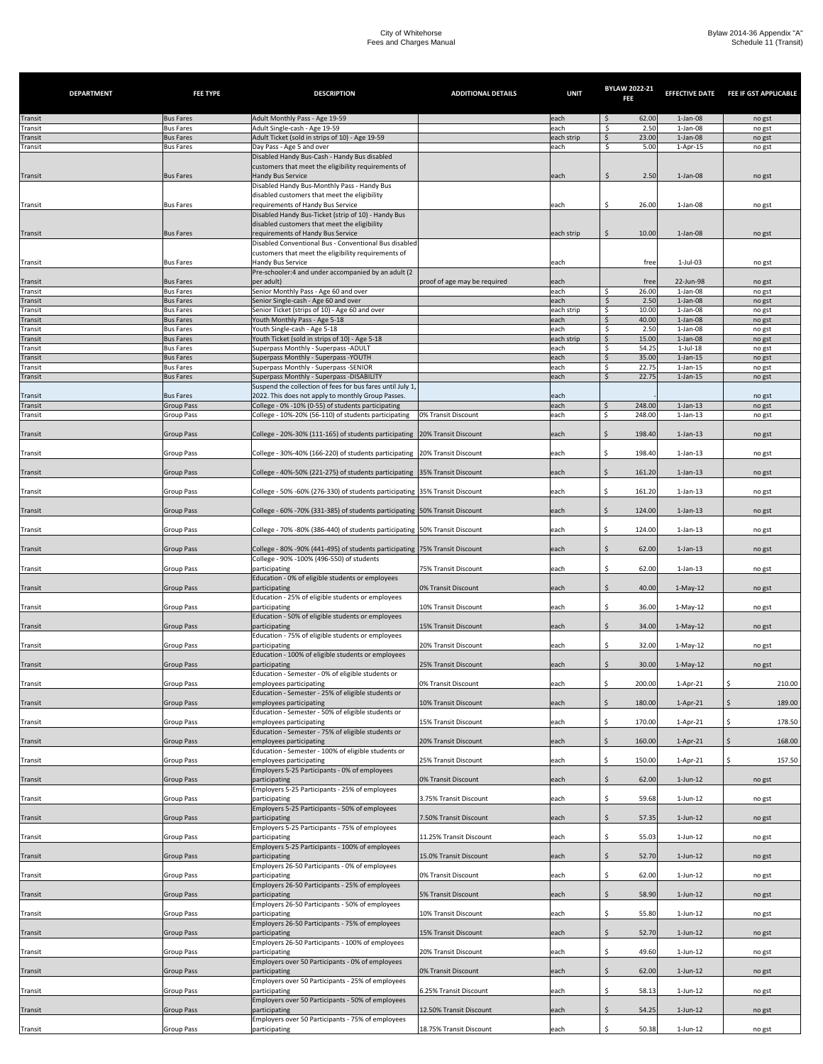| DEPARTMENT | FEE TYPE | DESCRIPTION | ADDITIONAL DETAILS | UNIT | BYLAW 2022-21 FEE | EFFECTIVE DATE | FEE IF GST APPLICABLE |
|---|---|---|---|---|---|---|---|
| Transit | Bus Fares | Adult Monthly Pass - Age 19-59 | | each | $ 62.00 | 1-Jan-08 | no gst |
| Transit | Bus Fares | Adult Single-cash - Age 19-59 | | each | $ 2.50 | 1-Jan-08 | no gst |
| Transit | Bus Fares | Adult Ticket (sold in strips of 10) - Age 19-59 | | each strip | $ 23.00 | 1-Jan-08 | no gst |
| Transit | Bus Fares | Day Pass - Age 5 and over | | each | $ 5.00 | 1-Apr-15 | no gst |
| Transit | Bus Fares | Disabled Handy Bus-Cash - Handy Bus disabled customers that meet the eligibility requirements of Handy Bus Service | | each | $ 2.50 | 1-Jan-08 | no gst |
| Transit | Bus Fares | Disabled Handy Bus-Monthly Pass - Handy Bus disabled customers that meet the eligibility requirements of Handy Bus Service | | each | $ 26.00 | 1-Jan-08 | no gst |
| Transit | Bus Fares | Disabled Handy Bus-Ticket (strip of 10) - Handy Bus disabled customers that meet the eligibility requirements of Handy Bus Service | | each strip | $ 10.00 | 1-Jan-08 | no gst |
| Transit | Bus Fares | Disabled Conventional Bus - Conventional Bus disabled customers that meet the eligibility requirements of Handy Bus Service | | each | free | 1-Jul-03 | no gst |
| Transit | Bus Fares | Pre-schooler:4 and under accompanied by an adult (2 per adult) | proof of age may be required | each | free | 22-Jun-98 | no gst |
| Transit | Bus Fares | Senior Monthly Pass - Age 60 and over | | each | $ 26.00 | 1-Jan-08 | no gst |
| Transit | Bus Fares | Senior Single-cash - Age 60 and over | | each | $ 2.50 | 1-Jan-08 | no gst |
| Transit | Bus Fares | Senior Ticket (strips of 10) - Age 60 and over | | each strip | $ 10.00 | 1-Jan-08 | no gst |
| Transit | Bus Fares | Youth Monthly Pass - Age 5-18 | | each | $ 40.00 | 1-Jan-08 | no gst |
| Transit | Bus Fares | Youth Single-cash - Age 5-18 | | each | $ 2.50 | 1-Jan-08 | no gst |
| Transit | Bus Fares | Youth Ticket (sold in strips of 10) - Age 5-18 | | each strip | $ 15.00 | 1-Jan-08 | no gst |
| Transit | Bus Fares | Superpass Monthly - Superpass -ADULT | | each | $ 54.25 | 1-Jul-18 | no gst |
| Transit | Bus Fares | Superpass Monthly - Superpass -YOUTH | | each | $ 35.00 | 1-Jan-15 | no gst |
| Transit | Bus Fares | Superpass Monthly - Superpass -SENIOR | | each | $ 22.75 | 1-Jan-15 | no gst |
| Transit | Bus Fares | Superpass Monthly - Superpass -DISABILITY | | each | $ 22.75 | 1-Jan-15 | no gst |
| Transit | Bus Fares | Suspend the collection of fees for bus fares until July 1, 2022. This does not apply to monthly Group Passes. | | each | - | | no gst |
| Transit | Group Pass | College - 0% -10% (0-55) of students participating | | each | $ 248.00 | 1-Jan-13 | no gst |
| Transit | Group Pass | College - 10%-20% (56-110) of students participating | 0% Transit Discount | each | $ 248.00 | 1-Jan-13 | no gst |
| Transit | Group Pass | College - 20%-30% (111-165) of students participating | 20% Transit Discount | each | $ 198.40 | 1-Jan-13 | no gst |
| Transit | Group Pass | College - 30%-40% (166-220) of students participating | 20% Transit Discount | each | $ 198.40 | 1-Jan-13 | no gst |
| Transit | Group Pass | College - 40%-50% (221-275) of students participating | 35% Transit Discount | each | $ 161.20 | 1-Jan-13 | no gst |
| Transit | Group Pass | College - 50% -60% (276-330) of students participating | 35% Transit Discount | each | $ 161.20 | 1-Jan-13 | no gst |
| Transit | Group Pass | College - 60% -70% (331-385) of students participating | 50% Transit Discount | each | $ 124.00 | 1-Jan-13 | no gst |
| Transit | Group Pass | College - 70% -80% (386-440) of students participating | 50% Transit Discount | each | $ 124.00 | 1-Jan-13 | no gst |
| Transit | Group Pass | College - 80% -90% (441-495) of students participating | 75% Transit Discount | each | $ 62.00 | 1-Jan-13 | no gst |
| Transit | Group Pass | College - 90% -100% (496-550) of students participating | 75% Transit Discount | each | $ 62.00 | 1-Jan-13 | no gst |
| Transit | Group Pass | Education - 0% of eligible students or employees participating | 0% Transit Discount | each | $ 40.00 | 1-May-12 | no gst |
| Transit | Group Pass | Education - 25% of eligible students or employees participating | 10% Transit Discount | each | $ 36.00 | 1-May-12 | no gst |
| Transit | Group Pass | Education - 50% of eligible students or employees participating | 15% Transit Discount | each | $ 34.00 | 1-May-12 | no gst |
| Transit | Group Pass | Education - 75% of eligible students or employees participating | 20% Transit Discount | each | $ 32.00 | 1-May-12 | no gst |
| Transit | Group Pass | Education - 100% of eligible students or employees participating | 25% Transit Discount | each | $ 30.00 | 1-May-12 | no gst |
| Transit | Group Pass | Education - Semester - 0% of eligible students or employees participating | 0% Transit Discount | each | $ 200.00 | 1-Apr-21 | $ 210.00 |
| Transit | Group Pass | Education - Semester - 25% of eligible students or employees participating | 10% Transit Discount | each | $ 180.00 | 1-Apr-21 | $ 189.00 |
| Transit | Group Pass | Education - Semester - 50% of eligible students or employees participating | 15% Transit Discount | each | $ 170.00 | 1-Apr-21 | $ 178.50 |
| Transit | Group Pass | Education - Semester - 75% of eligible students or employees participating | 20% Transit Discount | each | $ 160.00 | 1-Apr-21 | $ 168.00 |
| Transit | Group Pass | Education - Semester - 100% of eligible students or employees participating | 25% Transit Discount | each | $ 150.00 | 1-Apr-21 | $ 157.50 |
| Transit | Group Pass | Employers 5-25 Participants - 0% of employees participating | 0% Transit Discount | each | $ 62.00 | 1-Jun-12 | no gst |
| Transit | Group Pass | Employers 5-25 Participants - 25% of employees participating | 3.75% Transit Discount | each | $ 59.68 | 1-Jun-12 | no gst |
| Transit | Group Pass | Employers 5-25 Participants - 50% of employees participating | 7.50% Transit Discount | each | $ 57.35 | 1-Jun-12 | no gst |
| Transit | Group Pass | Employers 5-25 Participants - 75% of employees participating | 11.25% Transit Discount | each | $ 55.03 | 1-Jun-12 | no gst |
| Transit | Group Pass | Employers 5-25 Participants - 100% of employees participating | 15.0% Transit Discount | each | $ 52.70 | 1-Jun-12 | no gst |
| Transit | Group Pass | Employers 26-50 Participants - 0% of employees participating | 0% Transit Discount | each | $ 62.00 | 1-Jun-12 | no gst |
| Transit | Group Pass | Employers 26-50 Participants - 25% of employees participating | 5% Transit Discount | each | $ 58.90 | 1-Jun-12 | no gst |
| Transit | Group Pass | Employers 26-50 Participants - 50% of employees participating | 10% Transit Discount | each | $ 55.80 | 1-Jun-12 | no gst |
| Transit | Group Pass | Employers 26-50 Participants - 75% of employees participating | 15% Transit Discount | each | $ 52.70 | 1-Jun-12 | no gst |
| Transit | Group Pass | Employers 26-50 Participants - 100% of employees participating | 20% Transit Discount | each | $ 49.60 | 1-Jun-12 | no gst |
| Transit | Group Pass | Employers over 50 Participants - 0% of employees participating | 0% Transit Discount | each | $ 62.00 | 1-Jun-12 | no gst |
| Transit | Group Pass | Employers over 50 Participants - 25% of employees participating | 6.25% Transit Discount | each | $ 58.13 | 1-Jun-12 | no gst |
| Transit | Group Pass | Employers over 50 Participants - 50% of employees participating | 12.50% Transit Discount | each | $ 54.25 | 1-Jun-12 | no gst |
| Transit | Group Pass | Employers over 50 Participants - 75% of employees participating | 18.75% Transit Discount | each | $ 50.38 | 1-Jun-12 | no gst |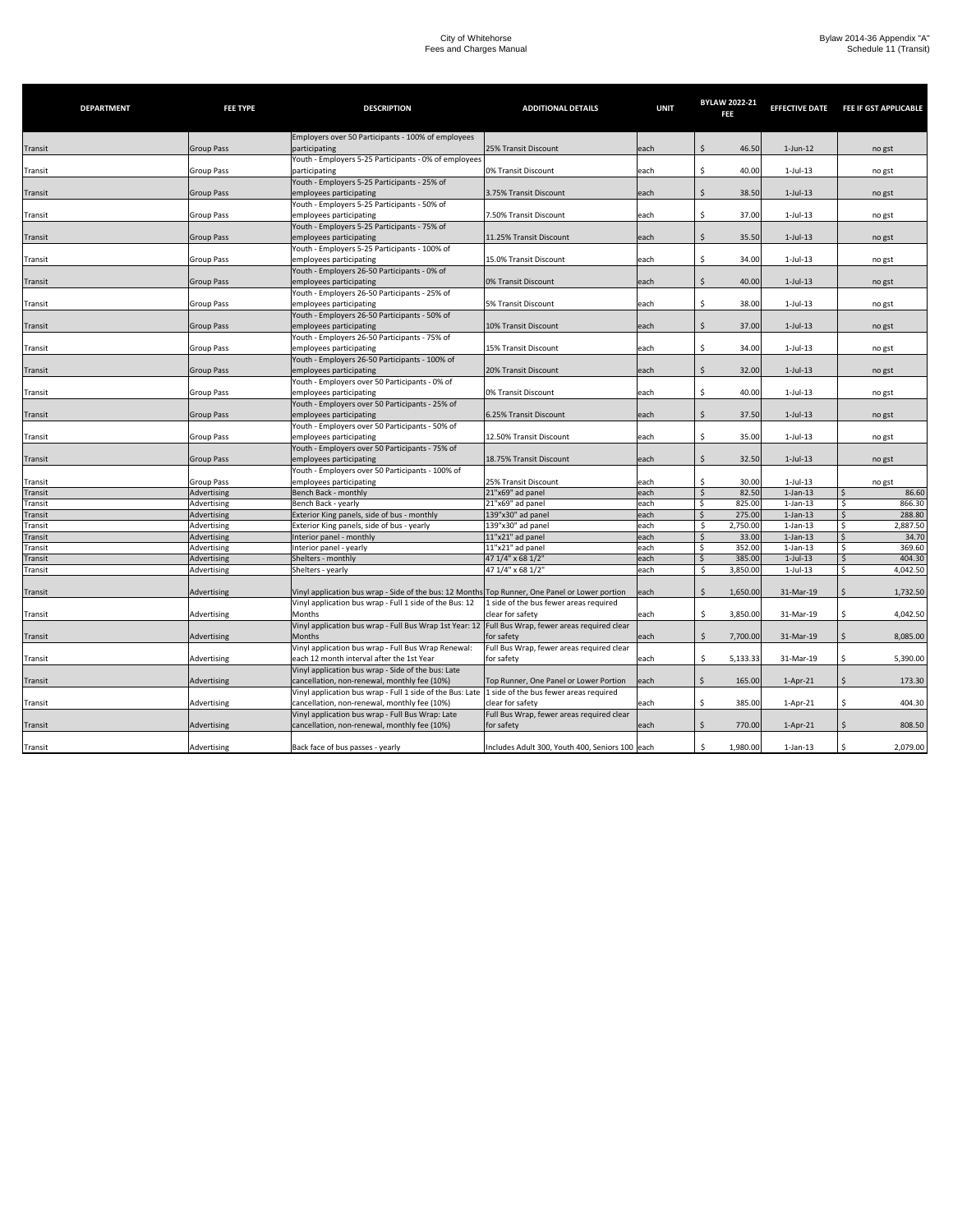| DEPARTMENT | FEE TYPE | DESCRIPTION | ADDITIONAL DETAILS | UNIT | BYLAW 2022-21 FEE | EFFECTIVE DATE | FEE IF GST APPLICABLE |
|---|---|---|---|---|---|---|---|
| Transit | Group Pass | Employers over 50 Participants - 100% of employees participating | 25% Transit Discount | each | $ 46.50 | 1-Jun-12 | no gst |
| Transit | Group Pass | Youth - Employers 5-25 Participants - 0% of employees participating | 0% Transit Discount | each | $ 40.00 | 1-Jul-13 | no gst |
| Transit | Group Pass | Youth - Employers 5-25 Participants - 25% of employees participating | 3.75% Transit Discount | each | $ 38.50 | 1-Jul-13 | no gst |
| Transit | Group Pass | Youth - Employers 5-25 Participants - 50% of employees participating | 7.50% Transit Discount | each | $ 37.00 | 1-Jul-13 | no gst |
| Transit | Group Pass | Youth - Employers 5-25 Participants - 75% of employees participating | 11.25% Transit Discount | each | $ 35.50 | 1-Jul-13 | no gst |
| Transit | Group Pass | Youth - Employers 5-25 Participants - 100% of employees participating | 15.0% Transit Discount | each | $ 34.00 | 1-Jul-13 | no gst |
| Transit | Group Pass | Youth - Employers 26-50 Participants - 0% of employees participating | 0% Transit Discount | each | $ 40.00 | 1-Jul-13 | no gst |
| Transit | Group Pass | Youth - Employers 26-50 Participants - 25% of employees participating | 5% Transit Discount | each | $ 38.00 | 1-Jul-13 | no gst |
| Transit | Group Pass | Youth - Employers 26-50 Participants - 50% of employees participating | 10% Transit Discount | each | $ 37.00 | 1-Jul-13 | no gst |
| Transit | Group Pass | Youth - Employers 26-50 Participants - 75% of employees participating | 15% Transit Discount | each | $ 34.00 | 1-Jul-13 | no gst |
| Transit | Group Pass | Youth - Employers 26-50 Participants - 100% of employees participating | 20% Transit Discount | each | $ 32.00 | 1-Jul-13 | no gst |
| Transit | Group Pass | Youth - Employers over 50 Participants - 0% of employees participating | 0% Transit Discount | each | $ 40.00 | 1-Jul-13 | no gst |
| Transit | Group Pass | Youth - Employers over 50 Participants - 25% of employees participating | 6.25% Transit Discount | each | $ 37.50 | 1-Jul-13 | no gst |
| Transit | Group Pass | Youth - Employers over 50 Participants - 50% of employees participating | 12.50% Transit Discount | each | $ 35.00 | 1-Jul-13 | no gst |
| Transit | Group Pass | Youth - Employers over 50 Participants - 75% of employees participating | 18.75% Transit Discount | each | $ 32.50 | 1-Jul-13 | no gst |
| Transit | Group Pass | Youth - Employers over 50 Participants - 100% of employees participating | 25% Transit Discount | each | $ 30.00 | 1-Jul-13 | no gst |
| Transit | Advertising | Bench Back - monthly | 21"x69" ad panel | each | $ 82.50 | 1-Jan-13 | $ 86.60 |
| Transit | Advertising | Bench Back - yearly | 21"x69" ad panel | each | $ 825.00 | 1-Jan-13 | $ 866.30 |
| Transit | Advertising | Exterior King panels, side of bus - monthly | 139"x30" ad panel | each | $ 275.00 | 1-Jan-13 | $ 288.80 |
| Transit | Advertising | Exterior King panels, side of bus - yearly | 139"x30" ad panel | each | $ 2,750.00 | 1-Jan-13 | $ 2,887.50 |
| Transit | Advertising | Interior panel - monthly | 11"x21" ad panel | each | $ 33.00 | 1-Jan-13 | $ 34.70 |
| Transit | Advertising | Interior panel - yearly | 11"x21" ad panel | each | $ 352.00 | 1-Jan-13 | $ 369.60 |
| Transit | Advertising | Shelters - monthly | 47 1/4" x 68 1/2" | each | $ 385.00 | 1-Jul-13 | $ 404.30 |
| Transit | Advertising | Shelters - yearly | 47 1/4" x 68 1/2" | each | $ 3,850.00 | 1-Jul-13 | $ 4,042.50 |
| Transit | Advertising | Vinyl application bus wrap - Side of the bus: 12 Months | Top Runner, One Panel or Lower portion | each | $ 1,650.00 | 31-Mar-19 | $ 1,732.50 |
| Transit | Advertising | Vinyl application bus wrap - Full 1 side of the Bus: 12 Months | 1 side of the bus fewer areas required clear for safety | each | $ 3,850.00 | 31-Mar-19 | $ 4,042.50 |
| Transit | Advertising | Vinyl application bus wrap - Full Bus Wrap 1st Year: 12 Months | Full Bus Wrap, fewer areas required clear for safety | each | $ 7,700.00 | 31-Mar-19 | $ 8,085.00 |
| Transit | Advertising | Vinyl application bus wrap - Full Bus Wrap Renewal: each 12 month interval after the 1st Year | Full Bus Wrap, fewer areas required clear for safety | each | $ 5,133.33 | 31-Mar-19 | $ 5,390.00 |
| Transit | Advertising | Vinyl application bus wrap - Side of the bus: Late cancellation, non-renewal, monthly fee (10%) | Top Runner, One Panel or Lower Portion | each | $ 165.00 | 1-Apr-21 | $ 173.30 |
| Transit | Advertising | Vinyl application bus wrap - Full 1 side of the Bus: Late cancellation, non-renewal, monthly fee (10%) | 1 side of the bus fewer areas required clear for safety | each | $ 385.00 | 1-Apr-21 | $ 404.30 |
| Transit | Advertising | Vinyl application bus wrap - Full Bus Wrap: Late cancellation, non-renewal, monthly fee (10%) | Full Bus Wrap, fewer areas required clear for safety | each | $ 770.00 | 1-Apr-21 | $ 808.50 |
| Transit | Advertising | Back face of bus passes - yearly | Includes Adult 300, Youth 400, Seniors 100 | each | $ 1,980.00 | 1-Jan-13 | $ 2,079.00 |